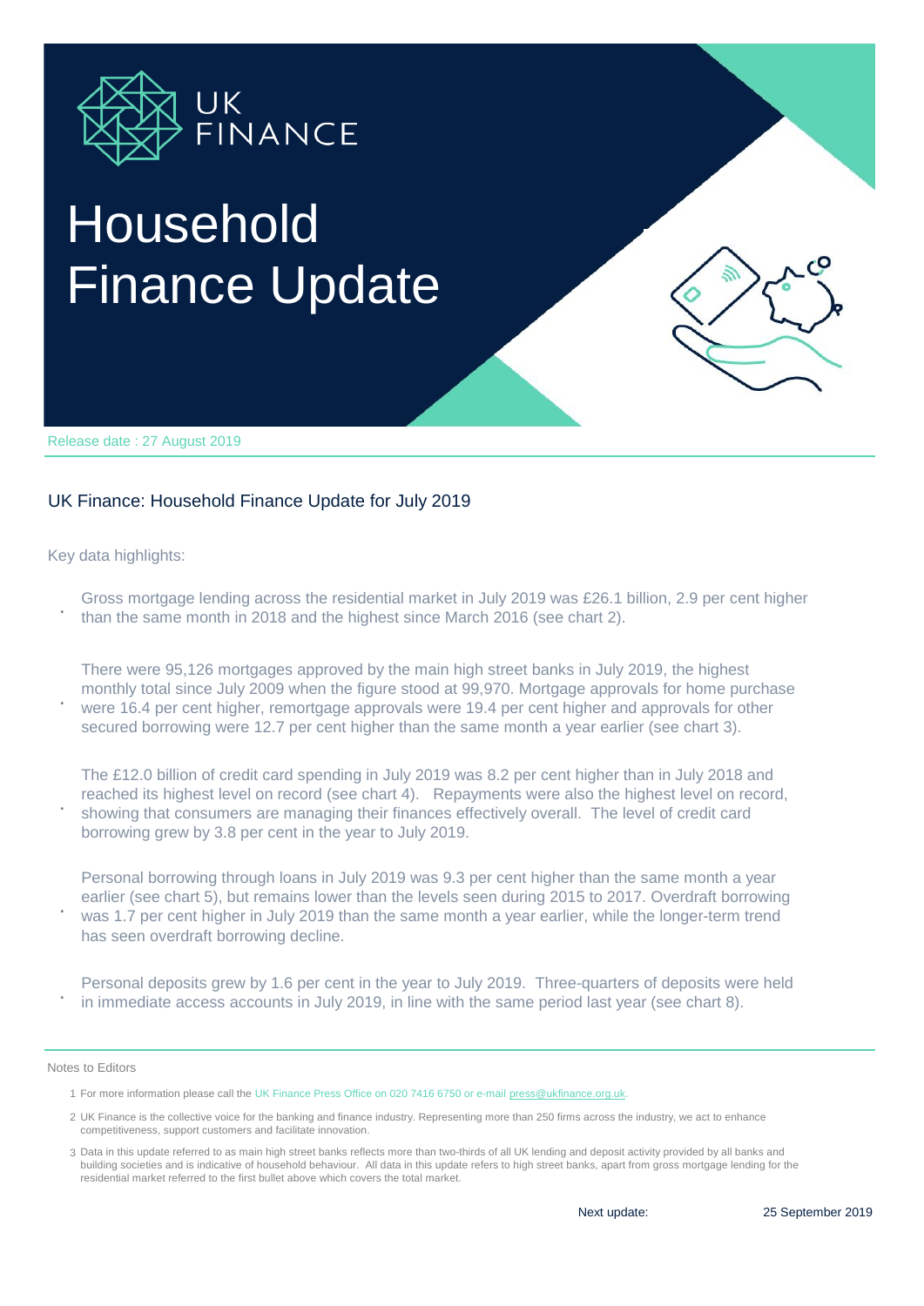UK FINANCE

# Household Finance Update

Release date : 27 August 2019

## UK Finance: Household Finance Update for July 2019

Key data highlights:

- Gross mortgage lending across the residential market in July 2019 was £26.1 billion, 2.9 per cent higher than the same month in 2018 and the highest since March 2016 (see chart 2).
- There were 95,126 mortgages approved by the main high street banks in July 2019, the highest monthly total since July 2009 when the figure stood at 99,970. Mortgage approvals for home purchase were 16.4 per cent higher, remortgage approvals were 19.4 per cent higher and approvals for other secured borrowing were 12.7 per cent higher than the same month a year earlier (see chart 3).
- The £12.0 billion of credit card spending in July 2019 was 8.2 per cent higher than in July 2018 and reached its highest level on record (see chart 4). Repayments were also the highest level on record, showing that consumers are managing their finances effectively overall. The level of credit card borrowing grew by 3.8 per cent in the year to July 2019.
- Personal borrowing through loans in July 2019 was 9.3 per cent higher than the same month a year earlier (see chart 5), but remains lower than the levels seen during 2015 to 2017. Overdraft borrowing was 1.7 per cent higher in July 2019 than the same month a year earlier, while the longer-term trend has seen overdraft borrowing decline.
- Personal deposits grew by 1.6 per cent in the year to July 2019. Three-quarters of deposits were held in immediate access accounts in July 2019, in line with the same period last year (see chart 8).

Notes to Editors

1. For more information please call the UK Finance Press Office on 020 7416 6750 or e-mail press@ukfinance.org.uk.
2. UK Finance is the collective voice for the banking and finance industry. Representing more than 250 firms across the industry, we act to enhance competitiveness, support customers and facilitate innovation.
3. Data in this update referred to as main high street banks reflects more than two-thirds of all UK lending and deposit activity provided by all banks and building societies and is indicative of household behaviour. All data in this update refers to high street banks, apart from gross mortgage lending for the residential market referred to the first bullet above which covers the total market.

Next update: 25 September 2019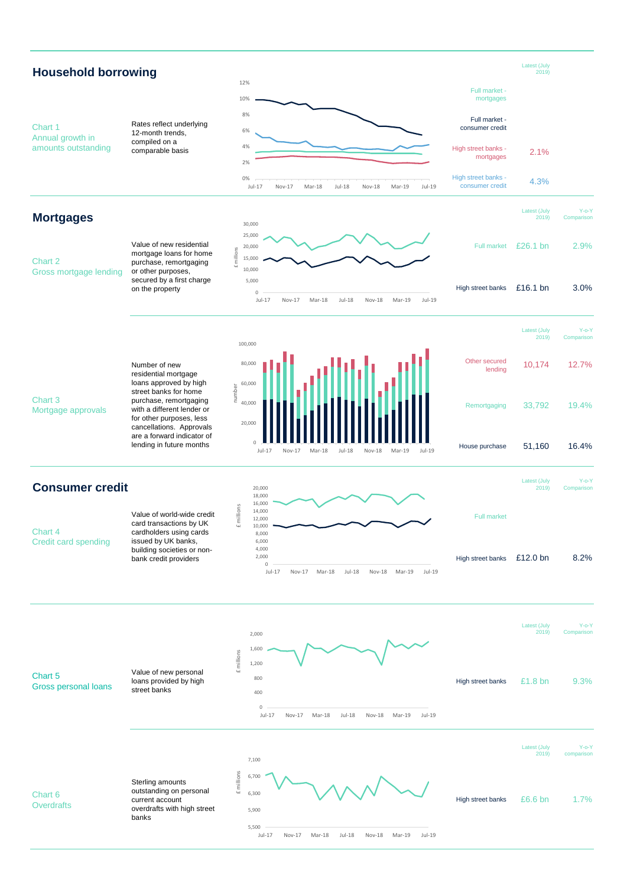## Household borrowing

**Chart 1**
**Annual growth in amounts outstanding**

Rates reflect underlying 12-month trends, compiled on a comparable basis

| | Latest (July 2019) |
|---|---|
| Full market - mortgages | |
| Full market - consumer credit | |
| High street banks - mortgages | 2.1% |
| High street banks - consumer credit | 4.3% |

## Mortgages

**Chart 2**
**Gross mortgage lending**

Value of new residential mortgage loans for home purchase, remortgaging or other purposes, secured by a first charge on the property

| | Latest (July 2019) | Y-o-Y Comparison |
|---|---|---|
| Full market | £26.1 bn | 2.9% |
| High street banks | £16.1 bn | 3.0% |

**Chart 3**
**Mortgage approvals**

Number of new residential mortgage loans approved by high street banks for home purchase, remortgaging with a different lender or for other purposes, less cancellations. Approvals are a forward indicator of lending in future months

| | Latest (July 2019) | Y-o-Y Comparison |
|---|---|---|
| Other secured lending | 10,174 | 12.7% |
| Remortgaging | 33,792 | 19.4% |
| House purchase | 51,160 | 16.4% |

## Consumer credit

**Chart 4**
**Credit card spending**

Value of world-wide credit card transactions by UK cardholders using cards issued by UK banks, building societies or non-bank credit providers

| | Latest (July 2019) | Y-o-Y Comparison |
|---|---|---|
| Full market | | |
| High street banks | £12.0 bn | 8.2% |

**Chart 5**
**Gross personal loans**

Value of new personal loans provided by high street banks

| | Latest (July 2019) | Y-o-Y Comparison |
|---|---|---|
| High street banks | £1.8 bn | 9.3% |

**Chart 6**
**Overdrafts**

Sterling amounts outstanding on personal current account overdrafts with high street banks

| | Latest (July 2019) | Y-o-Y comparison |
|---|---|---|
| High street banks | £6.6 bn | 1.7% |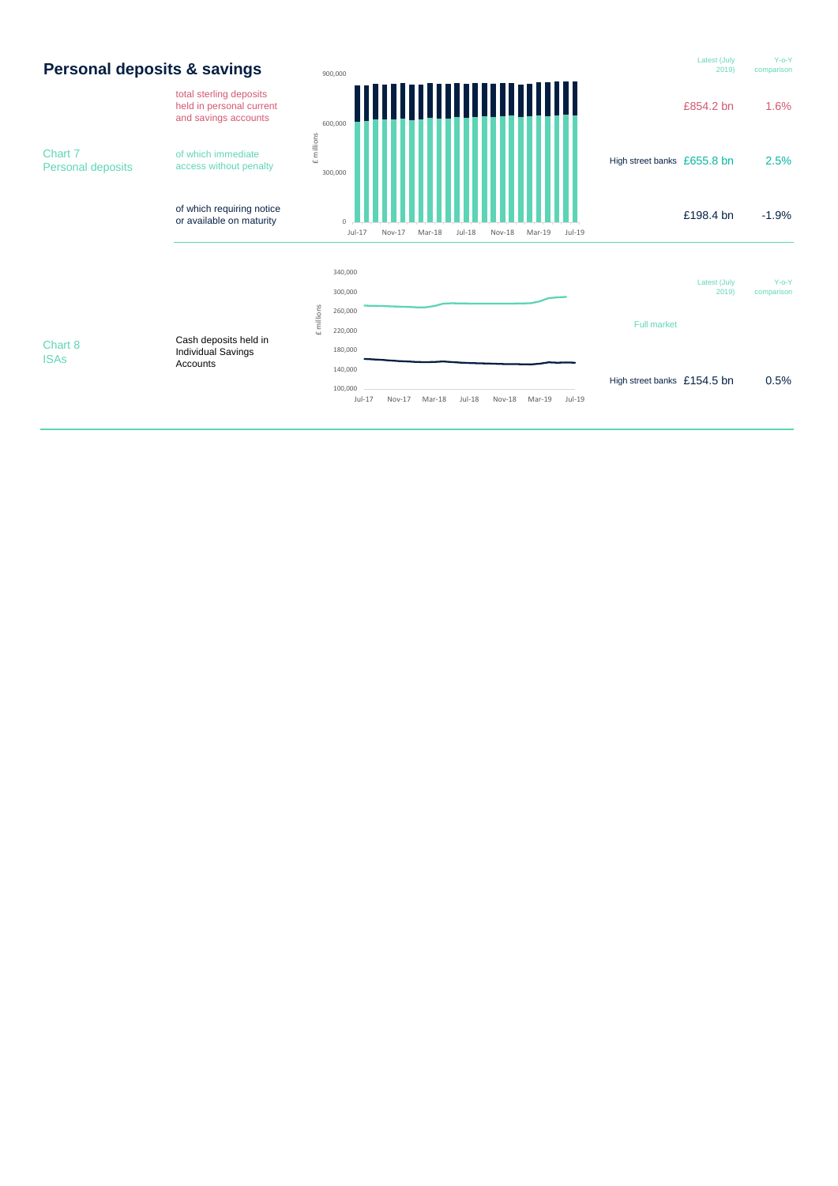## Personal deposits & savings

### Chart 7 Personal deposits

| | | Latest (July 2019) | Y-o-Y comparison |
|---|---|---|---|
| total sterling deposits held in personal current and savings accounts | | £854.2 bn | 1.6% |
| of which immediate access without penalty | High street banks | £655.8 bn | 2.5% |
| of which requiring notice or available on maturity | | £198.4 bn | -1.9% |

### Chart 8 ISAs

| | | Latest (July 2019) | Y-o-Y comparison |
|---|---|---|---|
| Cash deposits held in Individual Savings Accounts | Full market | | |
| | High street banks | £154.5 bn | 0.5% |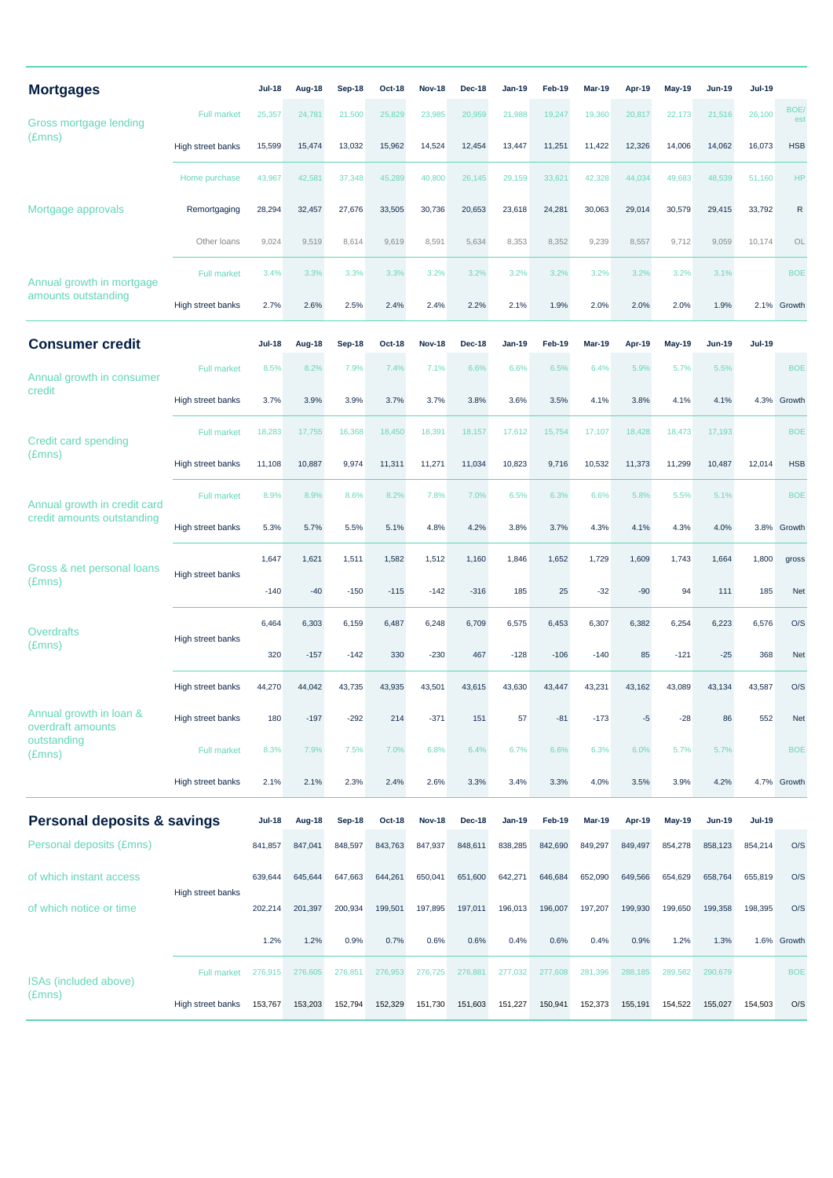## Mortgages

| Mortgages | | Jul-18 | Aug-18 | Sep-18 | Oct-18 | Nov-18 | Dec-18 | Jan-19 | Feb-19 | Mar-19 | Apr-19 | May-19 | Jun-19 | Jul-19 | |
|---|---|---|---|---|---|---|---|---|---|---|---|---|---|---|---|
| Gross mortgage lending (£mns) | Full market | 25,357 | 24,781 | 21,500 | 25,829 | 23,985 | 20,959 | 21,988 | 19,247 | 19,360 | 20,817 | 22,173 | 21,516 | 26,100 | BOE/ est |
| | High street banks | 15,599 | 15,474 | 13,032 | 15,962 | 14,524 | 12,454 | 13,447 | 11,251 | 11,422 | 12,326 | 14,006 | 14,062 | 16,073 | HSB |
| Mortgage approvals | Home purchase | 43,967 | 42,581 | 37,348 | 45,289 | 40,800 | 26,145 | 29,159 | 33,621 | 42,328 | 44,034 | 49,683 | 48,539 | 51,160 | HP |
| | Remortgaging | 28,294 | 32,457 | 27,676 | 33,505 | 30,736 | 20,653 | 23,618 | 24,281 | 30,063 | 29,014 | 30,579 | 29,415 | 33,792 | R |
| | Other loans | 9,024 | 9,519 | 8,614 | 9,619 | 8,591 | 5,634 | 8,353 | 8,352 | 9,239 | 8,557 | 9,712 | 9,059 | 10,174 | OL |
| Annual growth in mortgage amounts outstanding | Full market | 3.4% | 3.3% | 3.3% | 3.3% | 3.2% | 3.2% | 3.2% | 3.2% | 3.2% | 3.2% | 3.2% | 3.1% | | BOE |
| | High street banks | 2.7% | 2.6% | 2.5% | 2.4% | 2.4% | 2.2% | 2.1% | 1.9% | 2.0% | 2.0% | 2.0% | 1.9% | 2.1% | Growth |

## Consumer credit

| Consumer credit | | Jul-18 | Aug-18 | Sep-18 | Oct-18 | Nov-18 | Dec-18 | Jan-19 | Feb-19 | Mar-19 | Apr-19 | May-19 | Jun-19 | Jul-19 | |
|---|---|---|---|---|---|---|---|---|---|---|---|---|---|---|---|
| Annual growth in consumer credit | Full market | 8.5% | 8.2% | 7.9% | 7.4% | 7.1% | 6.6% | 6.6% | 6.5% | 6.4% | 5.9% | 5.7% | 5.5% | | BOE |
| | High street banks | 3.7% | 3.9% | 3.9% | 3.7% | 3.7% | 3.8% | 3.6% | 3.5% | 4.1% | 3.8% | 4.1% | 4.1% | 4.3% | Growth |
| Credit card spending (£mns) | Full market | 18,283 | 17,755 | 16,368 | 18,450 | 18,391 | 18,157 | 17,612 | 15,754 | 17,107 | 18,428 | 18,473 | 17,193 | | BOE |
| | High street banks | 11,108 | 10,887 | 9,974 | 11,311 | 11,271 | 11,034 | 10,823 | 9,716 | 10,532 | 11,373 | 11,299 | 10,487 | 12,014 | HSB |
| Annual growth in credit card credit amounts outstanding | Full market | 8.9% | 8.9% | 8.6% | 8.2% | 7.8% | 7.0% | 6.5% | 6.3% | 6.6% | 5.8% | 5.5% | 5.1% | | BOE |
| | High street banks | 5.3% | 5.7% | 5.5% | 5.1% | 4.8% | 4.2% | 3.8% | 3.7% | 4.3% | 4.1% | 4.3% | 4.0% | 3.8% | Growth |
| Gross & net personal loans (£mns) | High street banks | 1,647 | 1,621 | 1,511 | 1,582 | 1,512 | 1,160 | 1,846 | 1,652 | 1,729 | 1,609 | 1,743 | 1,664 | 1,800 | gross |
| | | -140 | -40 | -150 | -115 | -142 | -316 | 185 | 25 | -32 | -90 | 94 | 111 | 185 | Net |
| Overdrafts (£mns) | High street banks | 6,464 | 6,303 | 6,159 | 6,487 | 6,248 | 6,709 | 6,575 | 6,453 | 6,307 | 6,382 | 6,254 | 6,223 | 6,576 | O/S |
| | | 320 | -157 | -142 | 330 | -230 | 467 | -128 | -106 | -140 | 85 | -121 | -25 | 368 | Net |
| Annual growth in loan & overdraft amounts outstanding (£mns) | High street banks | 44,270 | 44,042 | 43,735 | 43,935 | 43,501 | 43,615 | 43,630 | 43,447 | 43,231 | 43,162 | 43,089 | 43,134 | 43,587 | O/S |
| | High street banks | 180 | -197 | -292 | 214 | -371 | 151 | 57 | -81 | -173 | -5 | -28 | 86 | 552 | Net |
| | Full market | 8.3% | 7.9% | 7.5% | 7.0% | 6.8% | 6.4% | 6.7% | 6.6% | 6.3% | 6.0% | 5.7% | 5.7% | | BOE |
| | High street banks | 2.1% | 2.1% | 2.3% | 2.4% | 2.6% | 3.3% | 3.4% | 3.3% | 4.0% | 3.5% | 3.9% | 4.2% | 4.7% | Growth |

## Personal deposits & savings

| Personal deposits & savings | | Jul-18 | Aug-18 | Sep-18 | Oct-18 | Nov-18 | Dec-18 | Jan-19 | Feb-19 | Mar-19 | Apr-19 | May-19 | Jun-19 | Jul-19 | |
|---|---|---|---|---|---|---|---|---|---|---|---|---|---|---|---|
| Personal deposits (£mns) | | 841,857 | 847,041 | 848,597 | 843,763 | 847,937 | 848,611 | 838,285 | 842,690 | 849,297 | 849,497 | 854,278 | 858,123 | 854,214 | O/S |
| of which instant access | High street banks | 639,644 | 645,644 | 647,663 | 644,261 | 650,041 | 651,600 | 642,271 | 646,684 | 652,090 | 649,566 | 654,629 | 658,764 | 655,819 | O/S |
| of which notice or time | | 202,214 | 201,397 | 200,934 | 199,501 | 197,895 | 197,011 | 196,013 | 196,007 | 197,207 | 199,930 | 199,650 | 199,358 | 198,395 | O/S |
| | | 1.2% | 1.2% | 0.9% | 0.7% | 0.6% | 0.6% | 0.4% | 0.6% | 0.4% | 0.9% | 1.2% | 1.3% | 1.6% | Growth |
| ISAs (included above) (£mns) | Full market | 276,915 | 276,605 | 276,851 | 276,953 | 276,725 | 276,881 | 277,032 | 277,608 | 281,396 | 288,185 | 289,582 | 290,679 | | BOE |
| | High street banks | 153,767 | 153,203 | 152,794 | 152,329 | 151,730 | 151,603 | 151,227 | 150,941 | 152,373 | 155,191 | 154,522 | 155,027 | 154,503 | O/S |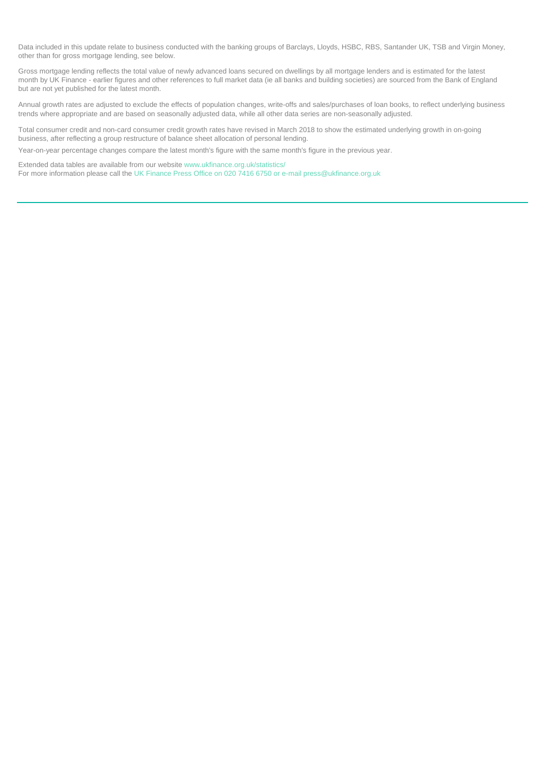Data included in this update relate to business conducted with the banking groups of Barclays, Lloyds, HSBC, RBS, Santander UK, TSB and Virgin Money, other than for gross mortgage lending, see below.

Gross mortgage lending reflects the total value of newly advanced loans secured on dwellings by all mortgage lenders and is estimated for the latest month by UK Finance - earlier figures and other references to full market data (ie all banks and building societies) are sourced from the Bank of England but are not yet published for the latest month.

Annual growth rates are adjusted to exclude the effects of population changes, write-offs and sales/purchases of loan books, to reflect underlying business trends where appropriate and are based on seasonally adjusted data, while all other data series are non-seasonally adjusted.

Total consumer credit and non-card consumer credit growth rates have revised in March 2018 to show the estimated underlying growth in on-going business, after reflecting a group restructure of balance sheet allocation of personal lending.

Year-on-year percentage changes compare the latest month's figure with the same month's figure in the previous year.

Extended data tables are available from our website www.ukfinance.org.uk/statistics/
For more information please call the UK Finance Press Office on 020 7416 6750 or e-mail press@ukfinance.org.uk